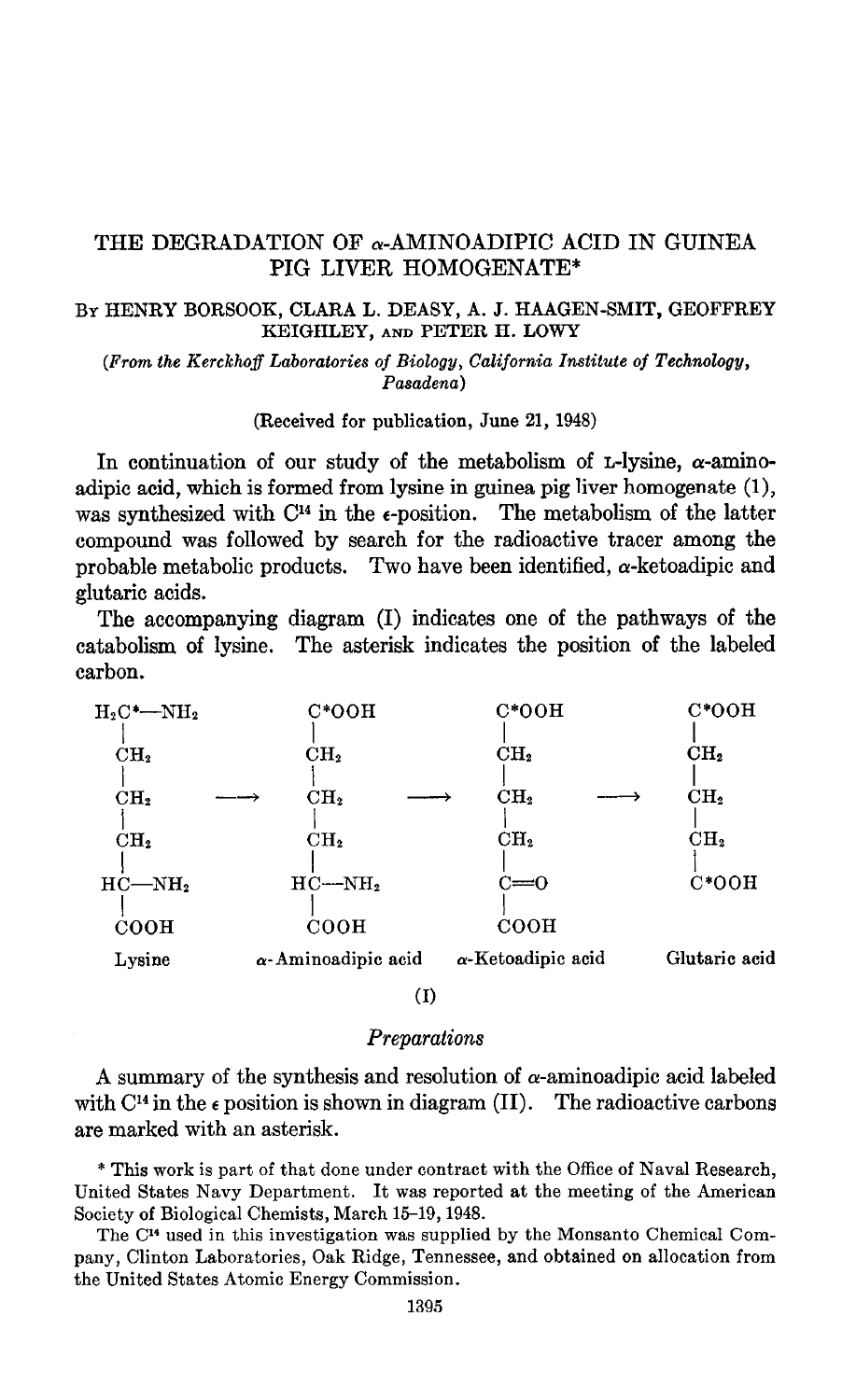# THE DEGRADATION OF α-AMINOADIPIC ACID IN GUINEA PIG LIVER HOMOGENATE*

By HENRY BORSOOK, CLARA L. DEASY, A. J. HAAGEN-SMIT, GEOFFREY KEIGHLEY, AND PETER H. LOWY

*(From the Kerckhoff Laboratories of Biology, California Institute of Technology, Pasadena)*

(Received for publication, June 21, 1948)

In continuation of our study of the metabolism of L-lysine, α-aminoadipic acid, which is formed from lysine in guinea pig liver homogenate (1), was synthesized with $C^{14}$ in the ε-position. The metabolism of the latter compound was followed by search for the radioactive tracer among the probable metabolic products. Two have been identified, α-ketoadipic and glutaric acids.

The accompanying diagram (I) indicates one of the pathways of the catabolism of lysine. The asterisk indicates the position of the labeled carbon.

```
H2C*—NH2          C*OOH              C*OOH              C*OOH
 |                 |                  |                  |
 CH2               CH2                CH2                CH2
 |                 |                  |                  |
 CH2      ──→      CH2       ──→      CH2       ──→      CH2
 |                 |                  |                  |
 CH2               CH2                CH2                CH2
 |                 |                  |                  |
 HC—NH2            HC—NH2             C═O                C*OOH
 |                 |                  |
 COOH              COOH               COOH
Lysine         α-Aminoadipic acid  α-Ketoadipic acid   Glutaric acid
```

(I)

## *Preparations*

A summary of the synthesis and resolution of α-aminoadipic acid labeled with $C^{14}$ in the ε position is shown in diagram (II). The radioactive carbons are marked with an asterisk.

\* This work is part of that done under contract with the Office of Naval Research, United States Navy Department. It was reported at the meeting of the American Society of Biological Chemists, March 15–19, 1948.

The $C^{14}$ used in this investigation was supplied by the Monsanto Chemical Company, Clinton Laboratories, Oak Ridge, Tennessee, and obtained on allocation from the United States Atomic Energy Commission.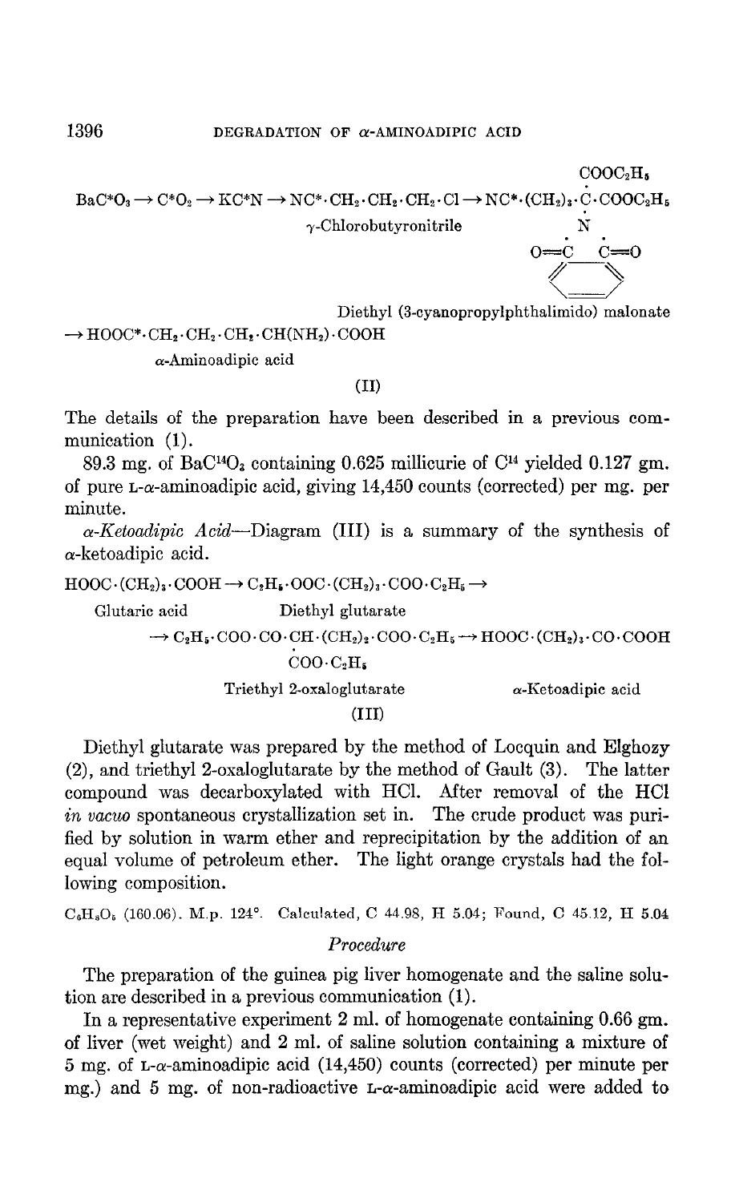$BaC^{*}O_3 \rightarrow C^{*}O_2 \rightarrow KC^{*}N \rightarrow NC^{*}\cdot CH_2\cdot CH_2\cdot CH_2\cdot Cl \rightarrow NC^{*}\cdot (CH_2)_3\cdot C(COOC_2H_5)_2\cdot N(\text{phthaloyl})$

γ-Chlorobutyronitrile — Diethyl (3-cyanopropylphthalimido) malonate

$\rightarrow HOOC^{*}\cdot CH_2\cdot CH_2\cdot CH_2\cdot CH(NH_2)\cdot COOH$

α-Aminoadipic acid

(II)

The details of the preparation have been described in a previous communication (1).

89.3 mg. of $BaC^{14}O_3$ containing 0.625 millicurie of $C^{14}$ yielded 0.127 gm. of pure L-α-aminoadipic acid, giving 14,450 counts (corrected) per mg. per minute.

*α-Ketoadipic Acid*—Diagram (III) is a summary of the synthesis of α-ketoadipic acid.

$HOOC\cdot (CH_2)_3\cdot COOH \rightarrow C_2H_5\cdot OOC\cdot (CH_2)_3\cdot COO\cdot C_2H_5 \rightarrow$

Glutaric acid — Diethyl glutarate

$\rightarrow C_2H_5\cdot COO\cdot CO\cdot CH(COO\cdot C_2H_5)\cdot (CH_2)_2\cdot COO\cdot C_2H_5 \rightarrow HOOC\cdot (CH_2)_3\cdot CO\cdot COOH$

Triethyl 2-oxaloglutarate — α-Ketoadipic acid

(III)

Diethyl glutarate was prepared by the method of Locquin and Elghozy (2), and triethyl 2-oxaloglutarate by the method of Gault (3). The latter compound was decarboxylated with HCl. After removal of the HCl *in vacuo* spontaneous crystallization set in. The crude product was purified by solution in warm ether and reprecipitation by the addition of an equal volume of petroleum ether. The light orange crystals had the following composition.

$C_6H_8O_5$ (160.06). M.p. 124°. Calculated, C 44.98, H 5.04; Found, C 45.12, H 5.04

## *Procedure*

The preparation of the guinea pig liver homogenate and the saline solution are described in a previous communication (1).

In a representative experiment 2 ml. of homogenate containing 0.66 gm. of liver (wet weight) and 2 ml. of saline solution containing a mixture of 5 mg. of L-α-aminoadipic acid (14,450) counts (corrected) per minute per mg.) and 5 mg. of non-radioactive L-α-aminoadipic acid were added to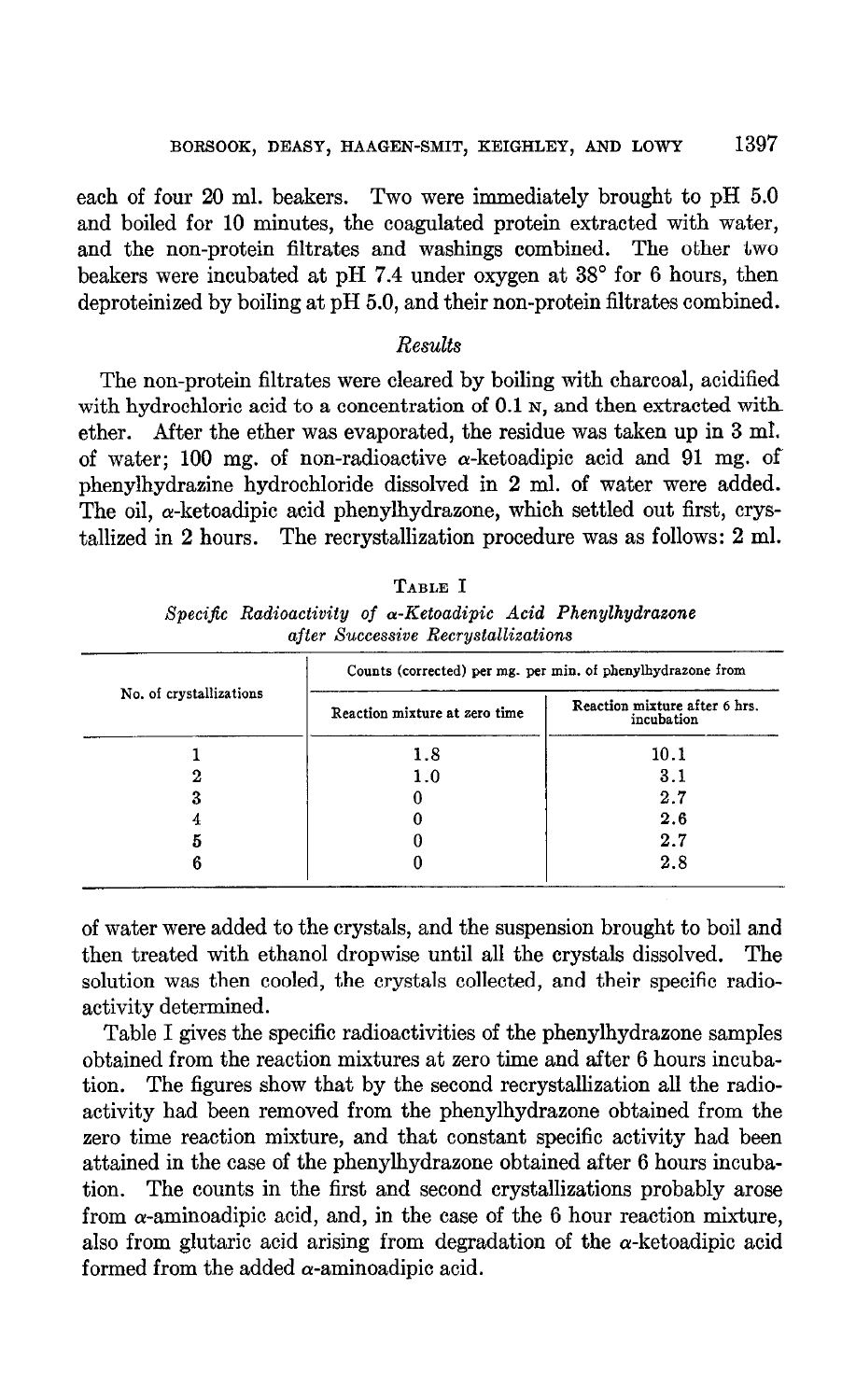each of four 20 ml. beakers. Two were immediately brought to pH 5.0 and boiled for 10 minutes, the coagulated protein extracted with water, and the non-protein filtrates and washings combined. The other two beakers were incubated at pH 7.4 under oxygen at 38° for 6 hours, then deproteinized by boiling at pH 5.0, and their non-protein filtrates combined.

## *Results*

The non-protein filtrates were cleared by boiling with charcoal, acidified with hydrochloric acid to a concentration of 0.1 N, and then extracted with ether. After the ether was evaporated, the residue was taken up in 3 ml. of water; 100 mg. of non-radioactive α-ketoadipic acid and 91 mg. of phenylhydrazine hydrochloride dissolved in 2 ml. of water were added. The oil, α-ketoadipic acid phenylhydrazone, which settled out first, crystallized in 2 hours. The recrystallization procedure was as follows: 2 ml. of water were added to the crystals, and the suspension brought to boil and then treated with ethanol dropwise until all the crystals dissolved. The solution was then cooled, the crystals collected, and their specific radioactivity determined.

TABLE I

*Specific Radioactivity of α-Ketoadipic Acid Phenylhydrazone after Successive Recrystallizations*

| No. of crystallizations | Counts (corrected) per mg. per min. of phenylhydrazone from | |
|---|---|---|
| | Reaction mixture at zero time | Reaction mixture after 6 hrs. incubation |
| 1 | 1.8 | 10.1 |
| 2 | 1.0 | 3.1 |
| 3 | 0 | 2.7 |
| 4 | 0 | 2.6 |
| 5 | 0 | 2.7 |
| 6 | 0 | 2.8 |

Table I gives the specific radioactivities of the phenylhydrazone samples obtained from the reaction mixtures at zero time and after 6 hours incubation. The figures show that by the second recrystallization all the radioactivity had been removed from the phenylhydrazone obtained from the zero time reaction mixture, and that constant specific activity had been attained in the case of the phenylhydrazone obtained after 6 hours incubation. The counts in the first and second crystallizations probably arose from α-aminoadipic acid, and, in the case of the 6 hour reaction mixture, also from glutaric acid arising from degradation of the α-ketoadipic acid formed from the added α-aminoadipic acid.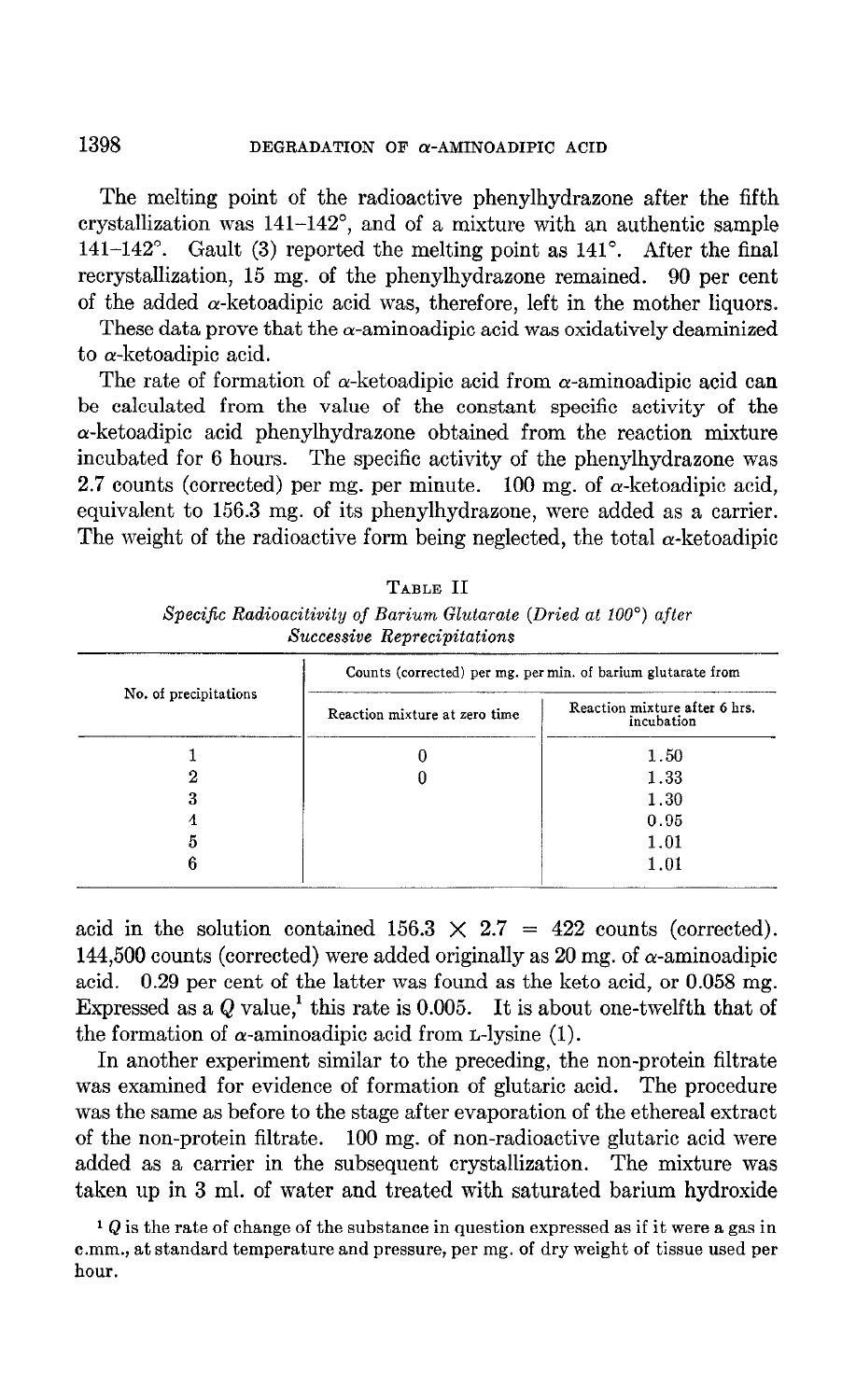The melting point of the radioactive phenylhydrazone after the fifth crystallization was 141–142°, and of a mixture with an authentic sample 141–142°. Gault (3) reported the melting point as 141°. After the final recrystallization, 15 mg. of the phenylhydrazone remained. 90 per cent of the added α-ketoadipic acid was, therefore, left in the mother liquors.

These data prove that the α-aminoadipic acid was oxidatively deaminized to α-ketoadipic acid.

The rate of formation of α-ketoadipic acid from α-aminoadipic acid can be calculated from the value of the constant specific activity of the α-ketoadipic acid phenylhydrazone obtained from the reaction mixture incubated for 6 hours. The specific activity of the phenylhydrazone was 2.7 counts (corrected) per mg. per minute. 100 mg. of α-ketoadipic acid, equivalent to 156.3 mg. of its phenylhydrazone, were added as a carrier. The weight of the radioactive form being neglected, the total α-ketoadipic acid in the solution contained $156.3 \times 2.7 = 422$ counts (corrected). 144,500 counts (corrected) were added originally as 20 mg. of α-aminoadipic acid. 0.29 per cent of the latter was found as the keto acid, or 0.058 mg. Expressed as a $Q$ value,[1] this rate is 0.005. It is about one-twelfth that of the formation of α-aminoadipic acid from L-lysine (1).

TABLE II

*Specific Radioacitivity of Barium Glutarate (Dried at 100°) after Successive Reprecipitations*

| No. of precipitations | Counts (corrected) per mg. per min. of barium glutarate from | |
|---|---|---|
| | Reaction mixture at zero time | Reaction mixture after 6 hrs. incubation |
| 1 | 0 | 1.50 |
| 2 | 0 | 1.33 |
| 3 | | 1.30 |
| 4 | | 0.95 |
| 5 | | 1.01 |
| 6 | | 1.01 |

In another experiment similar to the preceding, the non-protein filtrate was examined for evidence of formation of glutaric acid. The procedure was the same as before to the stage after evaporation of the ethereal extract of the non-protein filtrate. 100 mg. of non-radioactive glutaric acid were added as a carrier in the subsequent crystallization. The mixture was taken up in 3 ml. of water and treated with saturated barium hydroxide

[1] $Q$ is the rate of change of the substance in question expressed as if it were a gas in c.mm., at standard temperature and pressure, per mg. of dry weight of tissue used per hour.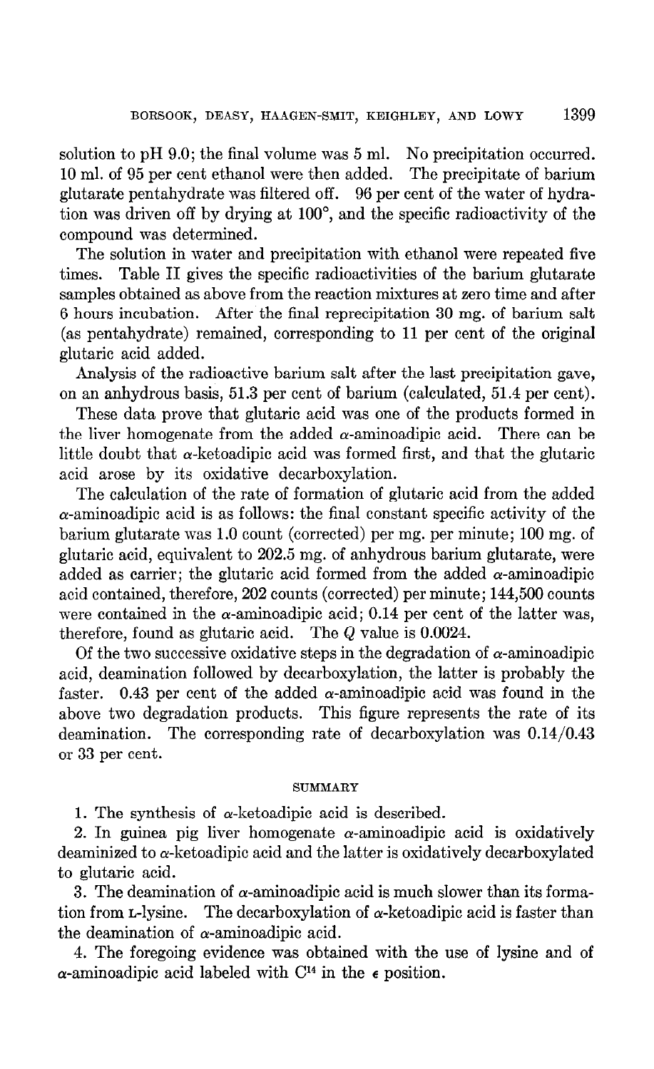solution to pH 9.0; the final volume was 5 ml. No precipitation occurred. 10 ml. of 95 per cent ethanol were then added. The precipitate of barium glutarate pentahydrate was filtered off. 96 per cent of the water of hydration was driven off by drying at 100°, and the specific radioactivity of the compound was determined.

The solution in water and precipitation with ethanol were repeated five times. Table II gives the specific radioactivities of the barium glutarate samples obtained as above from the reaction mixtures at zero time and after 6 hours incubation. After the final reprecipitation 30 mg. of barium salt (as pentahydrate) remained, corresponding to 11 per cent of the original glutaric acid added.

Analysis of the radioactive barium salt after the last precipitation gave, on an anhydrous basis, 51.3 per cent of barium (calculated, 51.4 per cent).

These data prove that glutaric acid was one of the products formed in the liver homogenate from the added α-aminoadipic acid. There can be little doubt that α-ketoadipic acid was formed first, and that the glutaric acid arose by its oxidative decarboxylation.

The calculation of the rate of formation of glutaric acid from the added α-aminoadipic acid is as follows: the final constant specific activity of the barium glutarate was 1.0 count (corrected) per mg. per minute; 100 mg. of glutaric acid, equivalent to 202.5 mg. of anhydrous barium glutarate, were added as carrier; the glutaric acid formed from the added α-aminoadipic acid contained, therefore, 202 counts (corrected) per minute; 144,500 counts were contained in the α-aminoadipic acid; 0.14 per cent of the latter was, therefore, found as glutaric acid. The $Q$ value is 0.0024.

Of the two successive oxidative steps in the degradation of α-aminoadipic acid, deamination followed by decarboxylation, the latter is probably the faster. 0.43 per cent of the added α-aminoadipic acid was found in the above two degradation products. This figure represents the rate of its deamination. The corresponding rate of decarboxylation was 0.14/0.43 or 33 per cent.

## SUMMARY

1. The synthesis of α-ketoadipic acid is described.

2. In guinea pig liver homogenate α-aminoadipic acid is oxidatively deaminized to α-ketoadipic acid and the latter is oxidatively decarboxylated to glutaric acid.

3. The deamination of α-aminoadipic acid is much slower than its formation from L-lysine. The decarboxylation of α-ketoadipic acid is faster than the deamination of α-aminoadipic acid.

4. The foregoing evidence was obtained with the use of lysine and of α-aminoadipic acid labeled with $C^{14}$ in the ε position.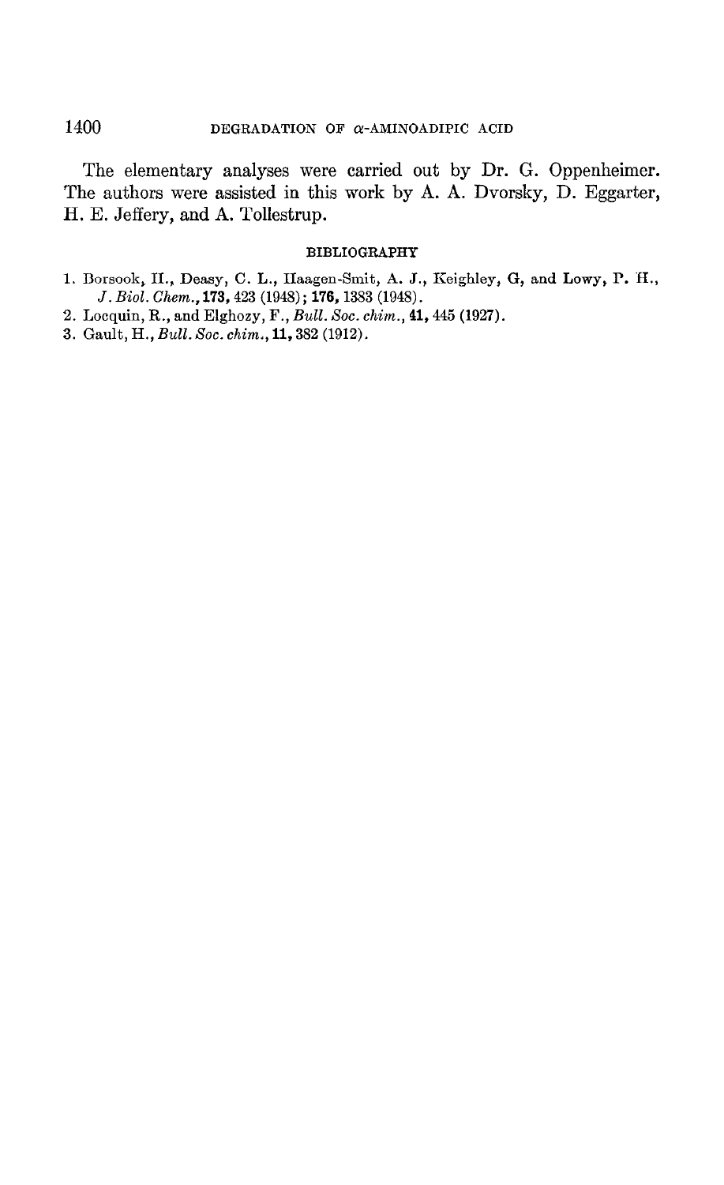The elementary analyses were carried out by Dr. G. Oppenheimer. The authors were assisted in this work by A. A. Dvorsky, D. Eggarter, H. E. Jeffery, and A. Tollestrup.

## BIBLIOGRAPHY

1. Borsook, H., Deasy, C. L., Haagen-Smit, A. J., Keighley, G, and Lowy, P. H., *J. Biol. Chem.*, **173**, 423 (1948); **176**, 1383 (1948).
2. Locquin, R., and Elghozy, F., *Bull. Soc. chim.*, **41**, 445 (1927).
3. Gault, H., *Bull. Soc. chim.*, **11**, 382 (1912).